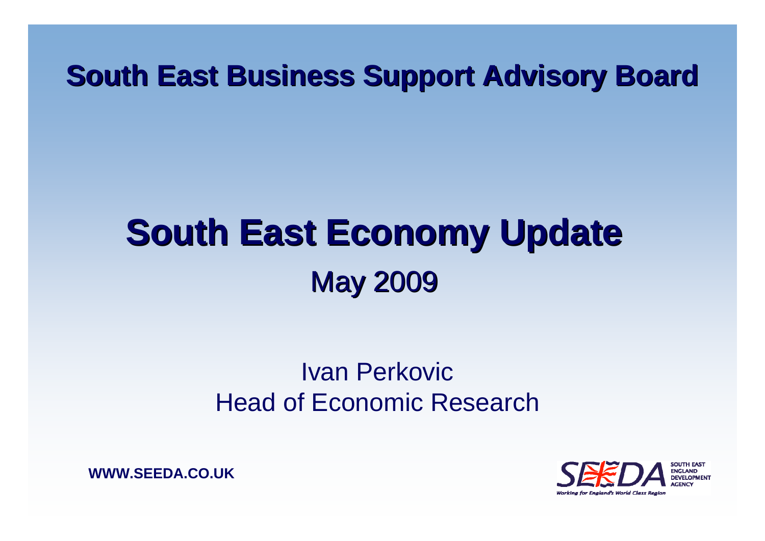## South East Business Support Advisory Board

# South East Economy Update

## May 2009

Ivan Perkovic
Head of Economic Research

**WWW.SEEDA.CO.UK**

SEEDA SOUTH EAST ENGLAND DEVELOPMENT AGENCY

*Working for England's World Class Region*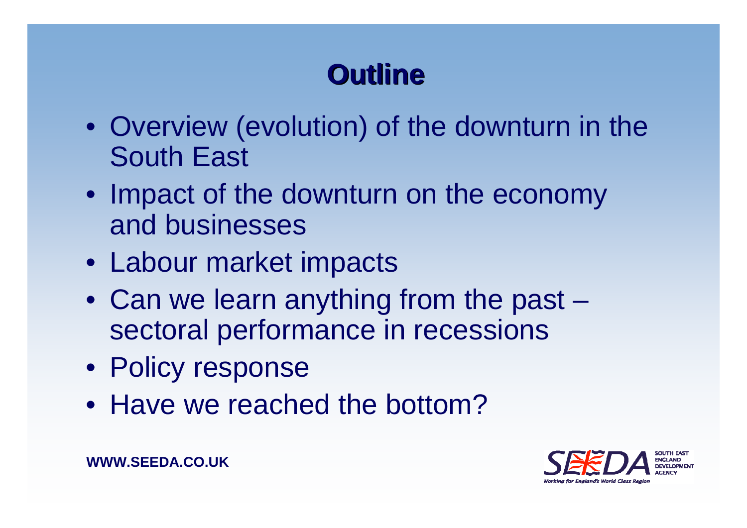# Outline

- Overview (evolution) of the downturn in the South East
- Impact of the downturn on the economy and businesses
- Labour market impacts
- Can we learn anything from the past – sectoral performance in recessions
- Policy response
- Have we reached the bottom?

WWW.SEEDA.CO.UK

SEEDA SOUTH EAST ENGLAND DEVELOPMENT AGENCY

Working for England's World Class Region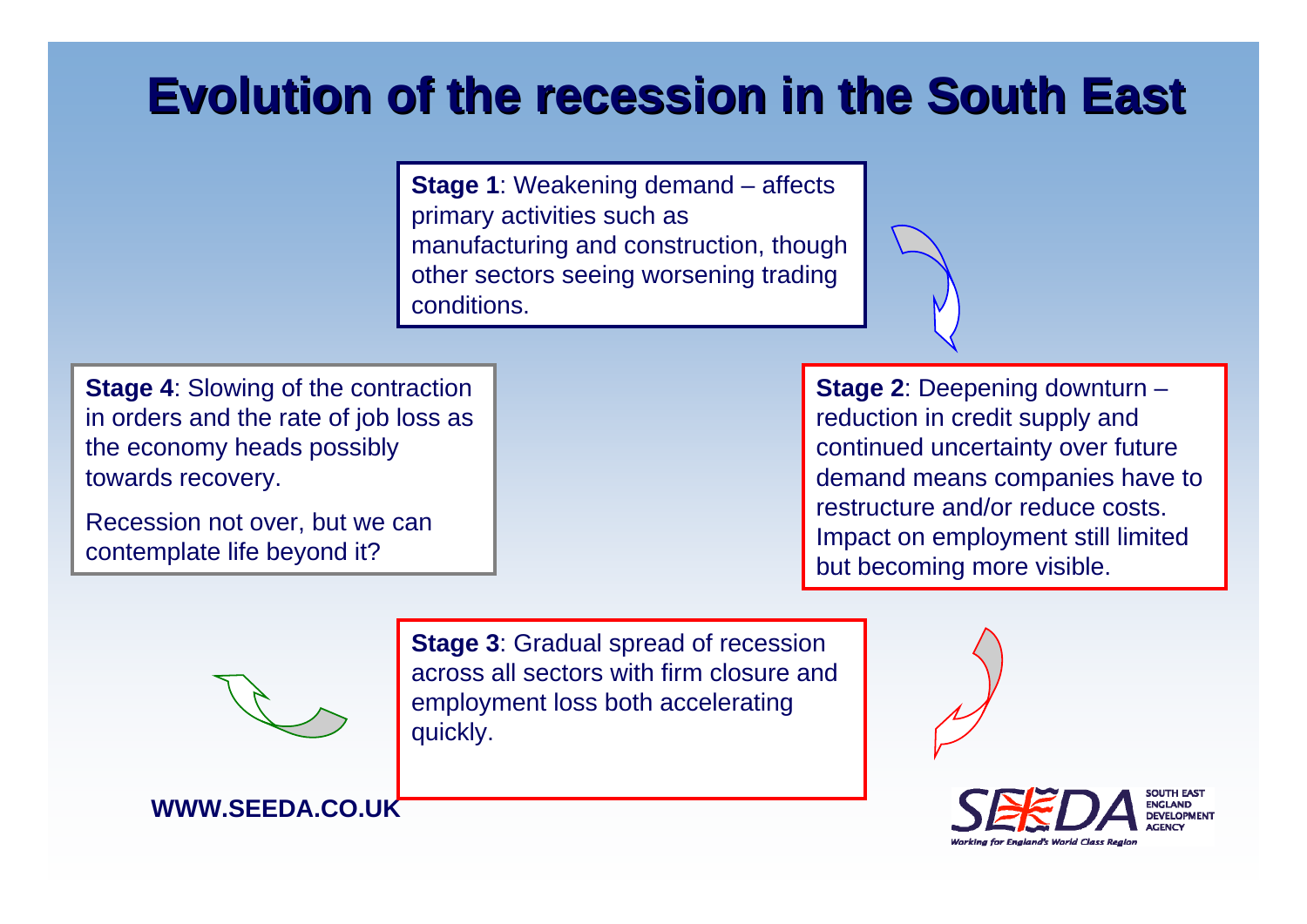# Evolution of the recession in the South East

**Stage 1**: Weakening demand – affects primary activities such as manufacturing and construction, though other sectors seeing worsening trading conditions.

**Stage 2**: Deepening downturn – reduction in credit supply and continued uncertainty over future demand means companies have to restructure and/or reduce costs. Impact on employment still limited but becoming more visible.

**Stage 3**: Gradual spread of recession across all sectors with firm closure and employment loss both accelerating quickly.

**Stage 4**: Slowing of the contraction in orders and the rate of job loss as the economy heads possibly towards recovery.

Recession not over, but we can contemplate life beyond it?

**WWW.SEEDA.CO.UK**

SEEDA SOUTH EAST ENGLAND DEVELOPMENT AGENCY

*Working for England's World Class Region*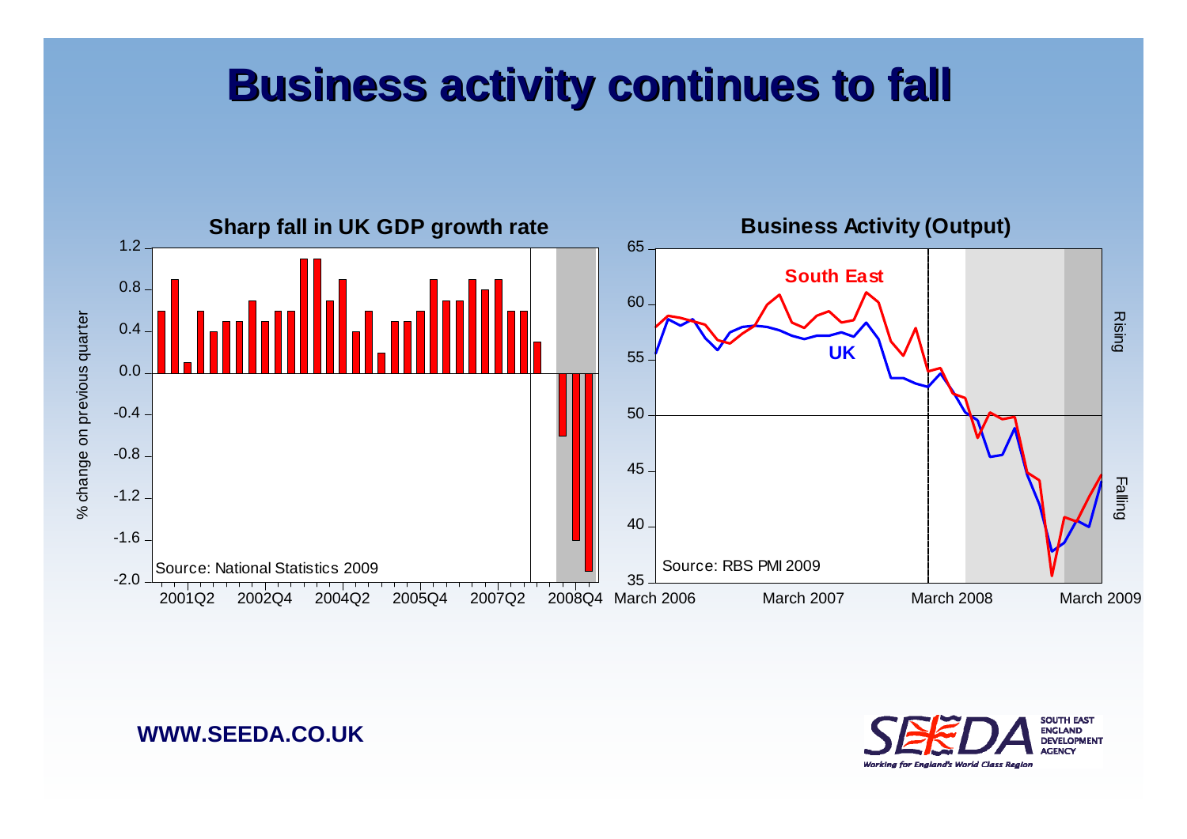# Business activity continues to fall

**Sharp fall in UK GDP growth rate**

% change on previous quarter

Source: National Statistics 2009

**Business Activity (Output)**

South East

UK

Rising

Falling

Source: RBS PMI 2009

**WWW.SEEDA.CO.UK**

SOUTH EAST ENGLAND DEVELOPMENT AGENCY

*Working for England's World Class Region*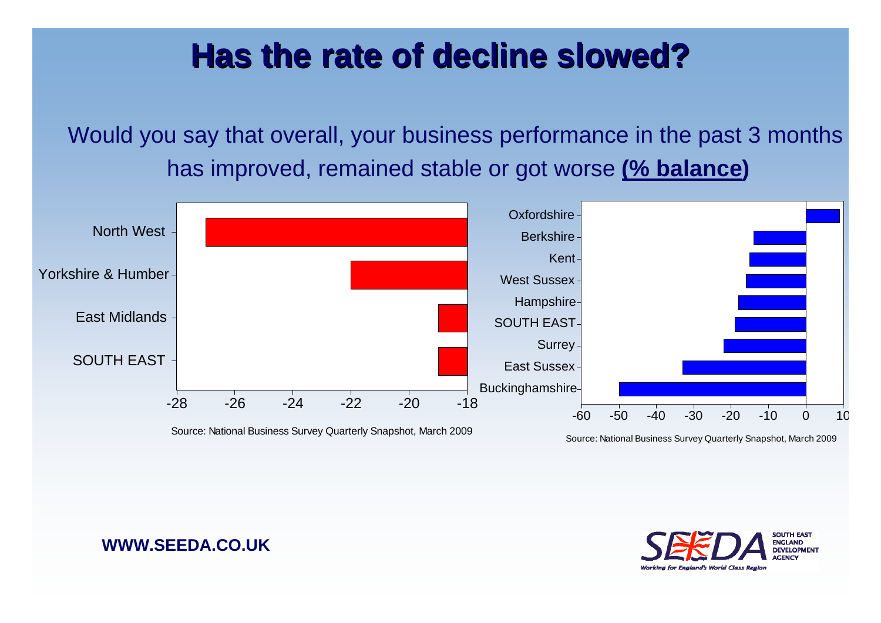# Has the rate of decline slowed?

Would you say that overall, your business performance in the past 3 months has improved, remained stable or got worse **(% balance)**

| Region | % balance |
| --- | --- |
| North West | -27 |
| Yorkshire & Humber | -22 |
| East Midlands | -19 |
| SOUTH EAST | -19 |

Source: National Business Survey Quarterly Snapshot, March 2009

| Area | % balance |
| --- | --- |
| Oxfordshire | 9 |
| Berkshire | -14 |
| Kent | -15 |
| West Sussex | -16 |
| Hampshire | -18 |
| SOUTH EAST | -19 |
| Surrey | -22 |
| East Sussex | -33 |
| Buckinghamshire | -50 |

Source: National Business Survey Quarterly Snapshot, March 2009

**WWW.SEEDA.CO.UK**

SEEDA SOUTH EAST ENGLAND DEVELOPMENT AGENCY
Working for England's World Class Region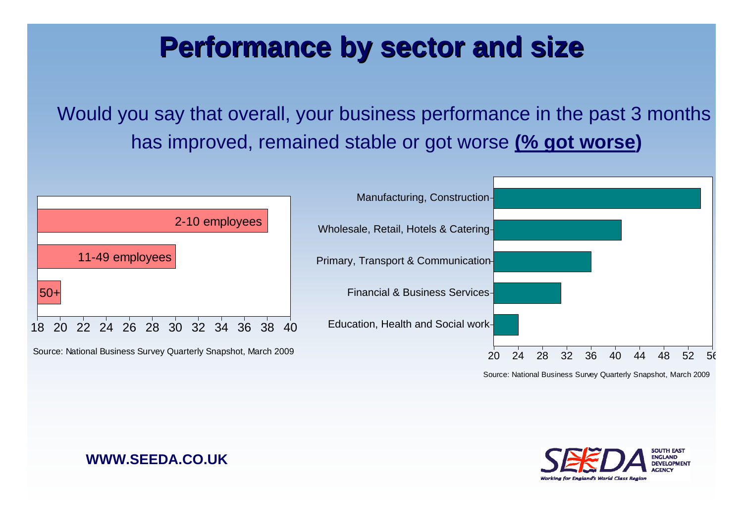# Performance by sector and size

Would you say that overall, your business performance in the past 3 months has improved, remained stable or got worse **(% got worse)**

2-10 employees

11-49 employees

50+

18 20 22 24 26 28 30 32 34 36 38 40

Source: National Business Survey Quarterly Snapshot, March 2009

Manufacturing, Construction

Wholesale, Retail, Hotels & Catering

Primary, Transport & Communication

Financial & Business Services

Education, Health and Social work

20 24 28 32 36 40 44 48 52 56

Source: National Business Survey Quarterly Snapshot, March 2009

**WWW.SEEDA.CO.UK**

SEEDA SOUTH EAST ENGLAND DEVELOPMENT AGENCY

*Working for England's World Class Region*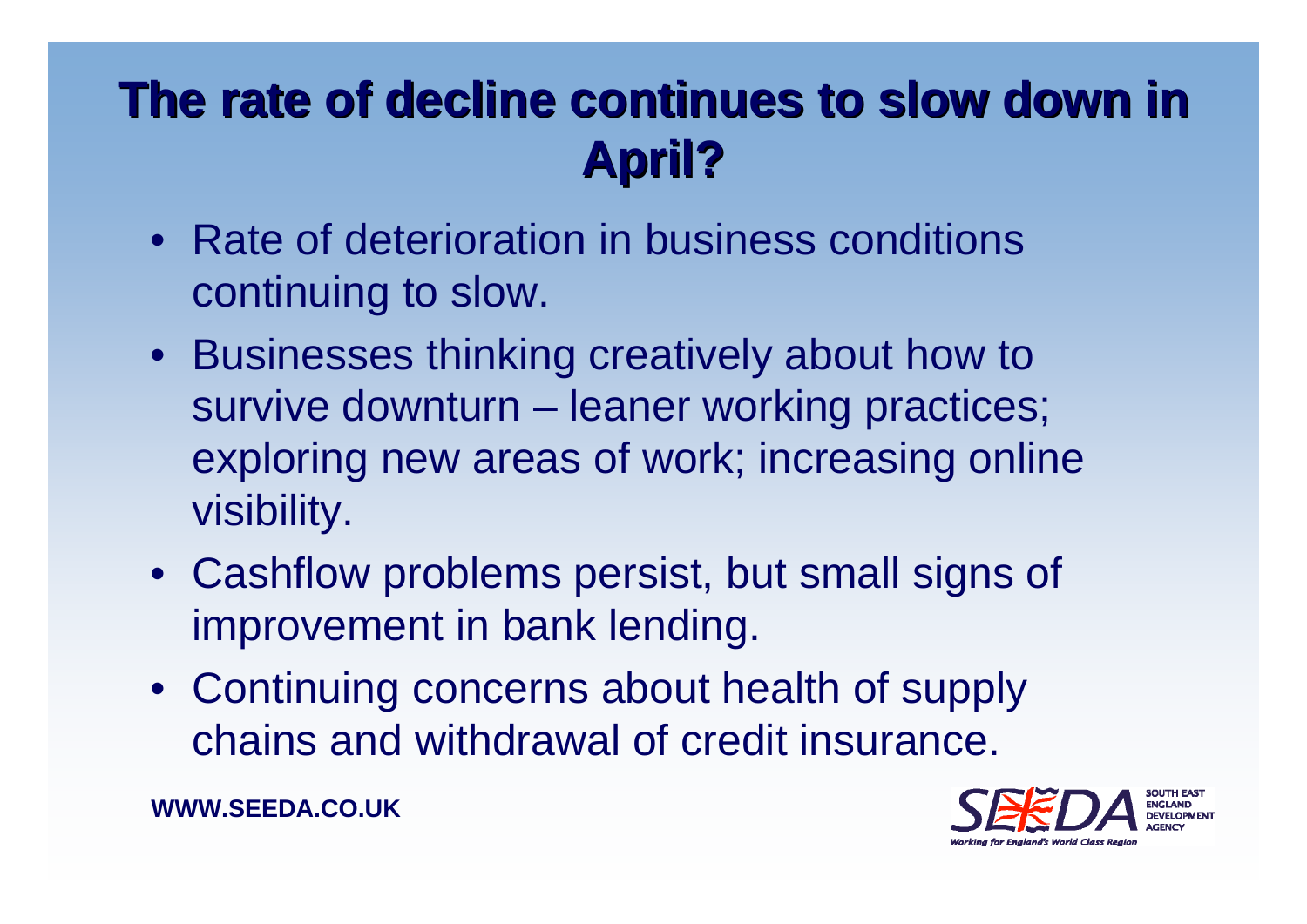# The rate of decline continues to slow down in April?

- Rate of deterioration in business conditions continuing to slow.
- Businesses thinking creatively about how to survive downturn – leaner working practices; exploring new areas of work; increasing online visibility.
- Cashflow problems persist, but small signs of improvement in bank lending.
- Continuing concerns about health of supply chains and withdrawal of credit insurance.

**WWW.SEEDA.CO.UK**

SEEDA SOUTH EAST ENGLAND DEVELOPMENT AGENCY
*Working for England's World Class Region*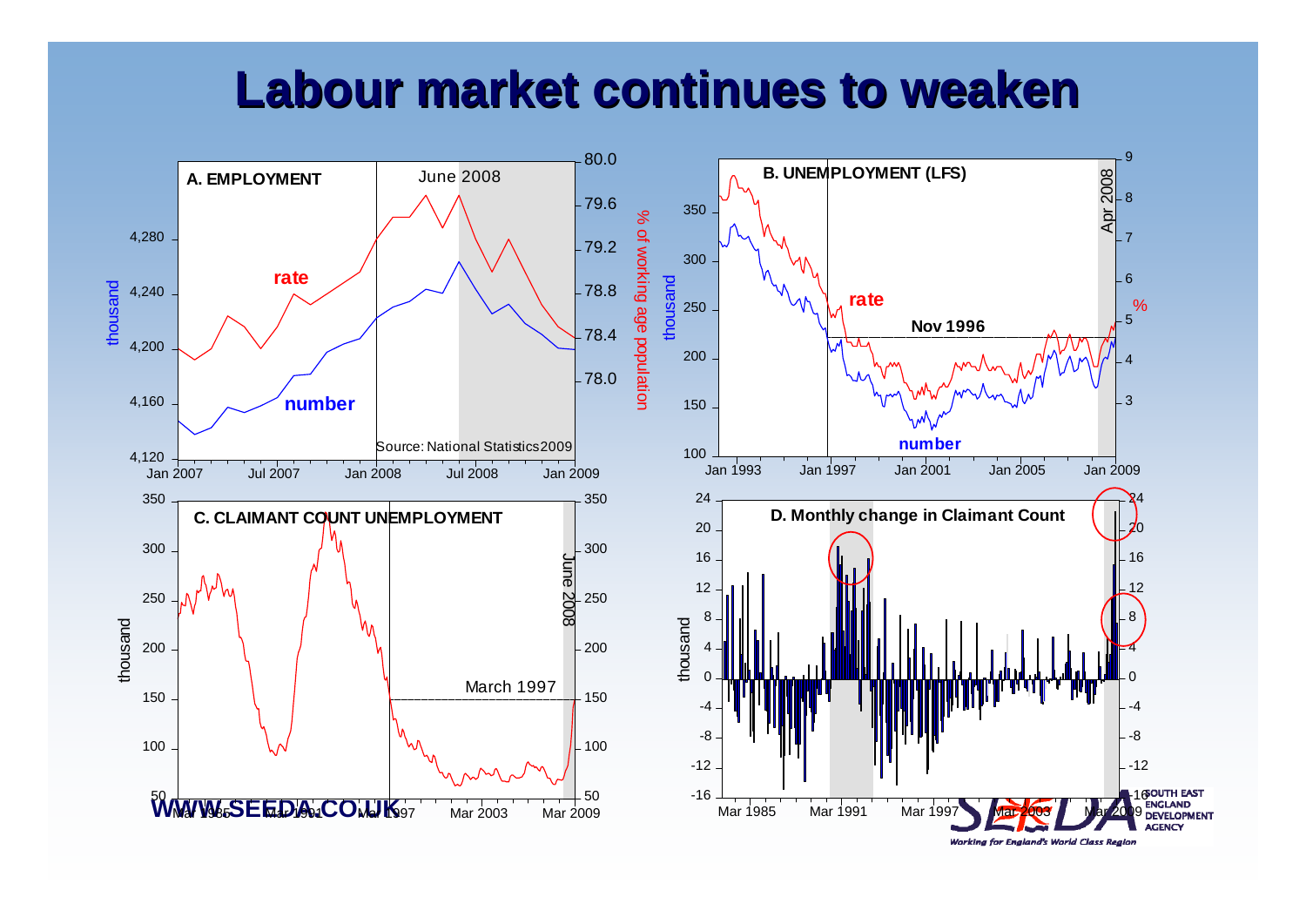# Labour market continues to weaken

**A. EMPLOYMENT**

June 2008

rate

number

Source: National Statistics 2009

**B. UNEMPLOYMENT (LFS)**

Apr 2008

rate

Nov 1996

number

**C. CLAIMANT COUNT UNEMPLOYMENT**

June 2008

March 1997

**D. Monthly change in Claimant Count**

WWW.SEEDA.CO.UK

SOUTH EAST ENGLAND DEVELOPMENT AGENCY

*Working for England's World Class Region*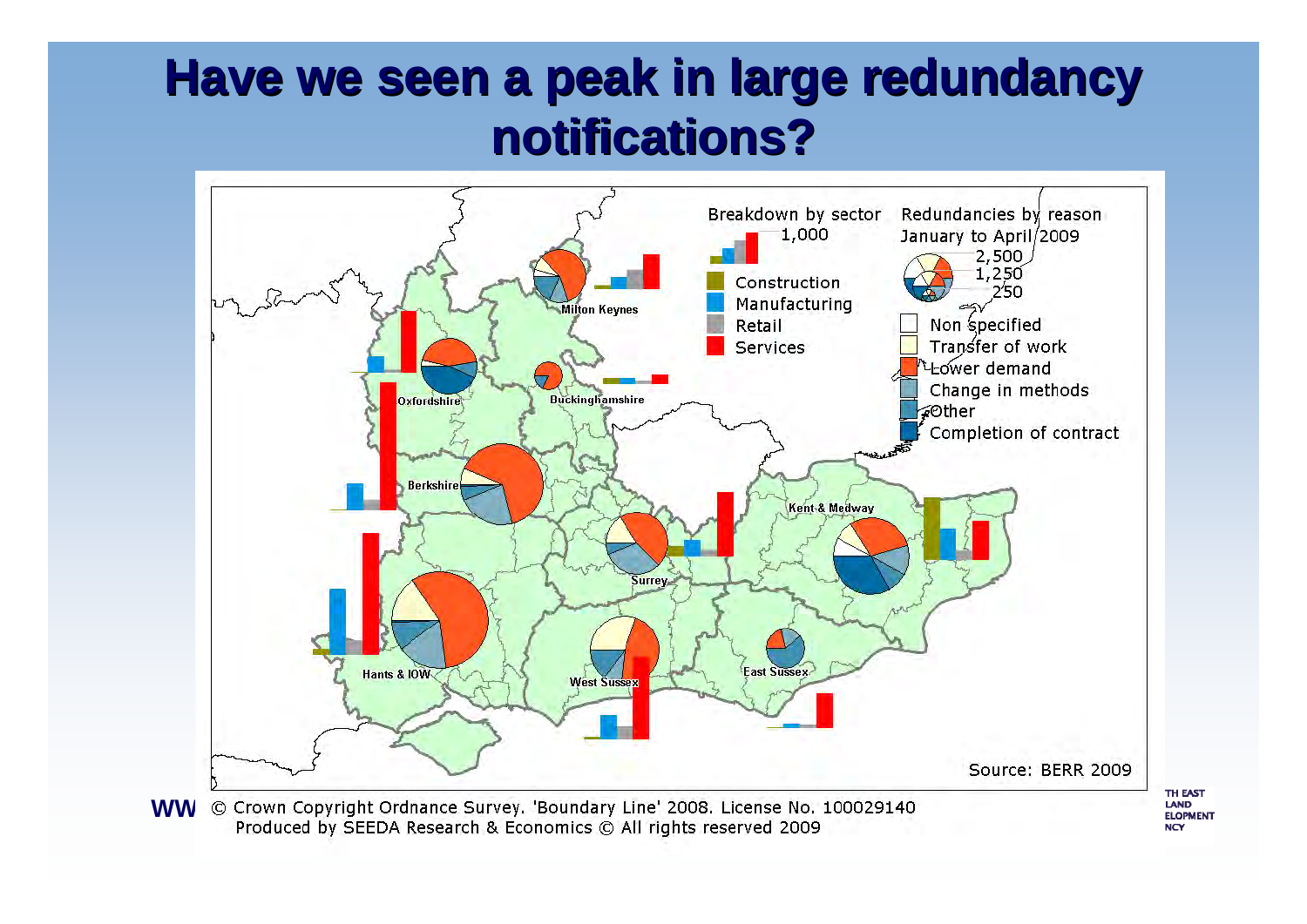# Have we seen a peak in large redundancy notifications?

Breakdown by sector

1,000

- Construction
- Manufacturing
- Retail
- Services

Redundancies by reason January to April 2009

2,500
1,250
250

- Non specified
- Transfer of work
- Lower demand
- Change in methods
- Other
- Completion of contract

Milton Keynes

Oxfordshire

Buckinghamshire

Berkshire

Surrey

Kent & Medway

Hants & IOW

West Sussex

East Sussex

Source: BERR 2009

© Crown Copyright Ordnance Survey. 'Boundary Line' 2008. License No. 100029140
Produced by SEEDA Research & Economics © All rights reserved 2009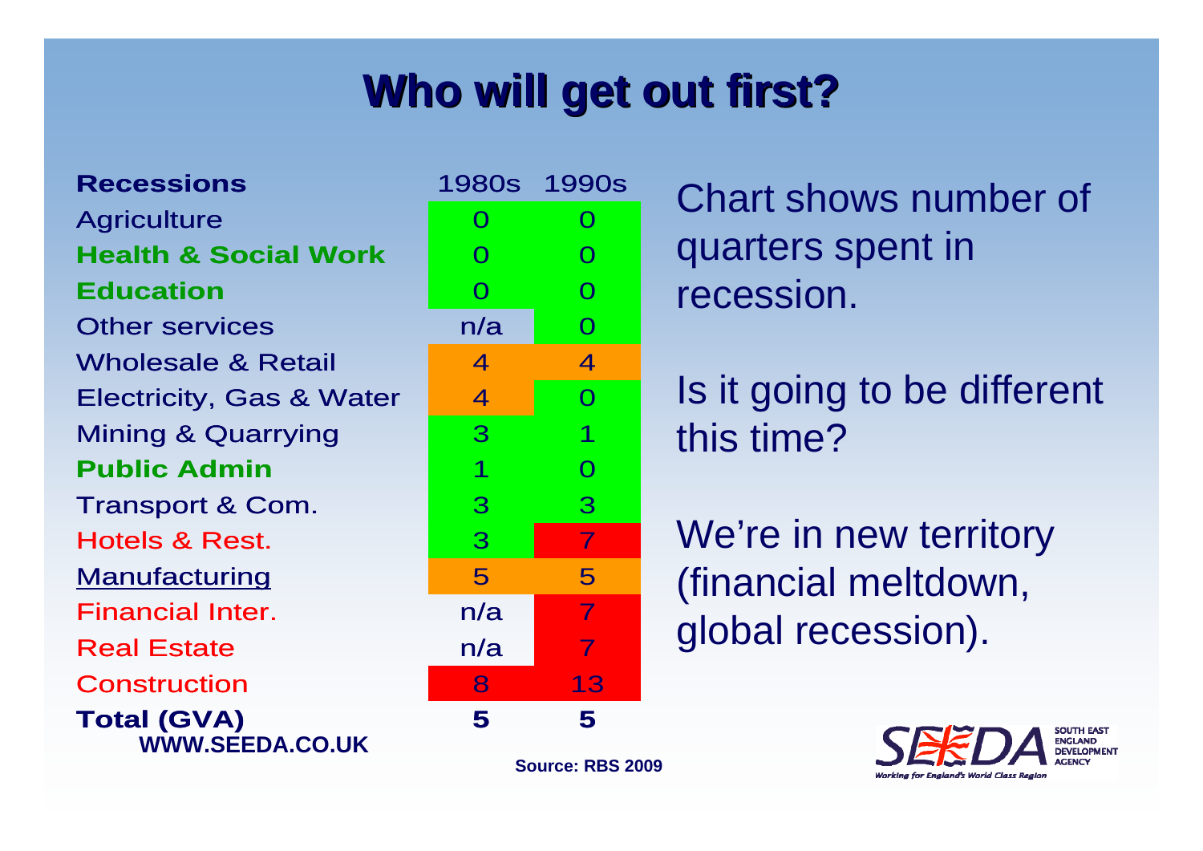# Who will get out first?

| Recessions | 1980s | 1990s |
|---|---|---|
| Agriculture | 0 | 0 |
| **Health & Social Work** | 0 | 0 |
| **Education** | 0 | 0 |
| Other services | n/a | 0 |
| Wholesale & Retail | 4 | 4 |
| Electricity, Gas & Water | 4 | 0 |
| Mining & Quarrying | 3 | 1 |
| **Public Admin** | 1 | 0 |
| Transport & Com. | 3 | 3 |
| Hotels & Rest. | 3 | 7 |
| Manufacturing | 5 | 5 |
| Financial Inter. | n/a | 7 |
| Real Estate | n/a | 7 |
| Construction | 8 | 13 |
| **Total (GVA)** | **5** | **5** |

Chart shows number of quarters spent in recession.

Is it going to be different this time?

We're in new territory (financial meltdown, global recession).

**WWW.SEEDA.CO.UK**

**Source: RBS 2009**

SEEDA SOUTH EAST ENGLAND DEVELOPMENT AGENCY

*Working for England's World Class Region*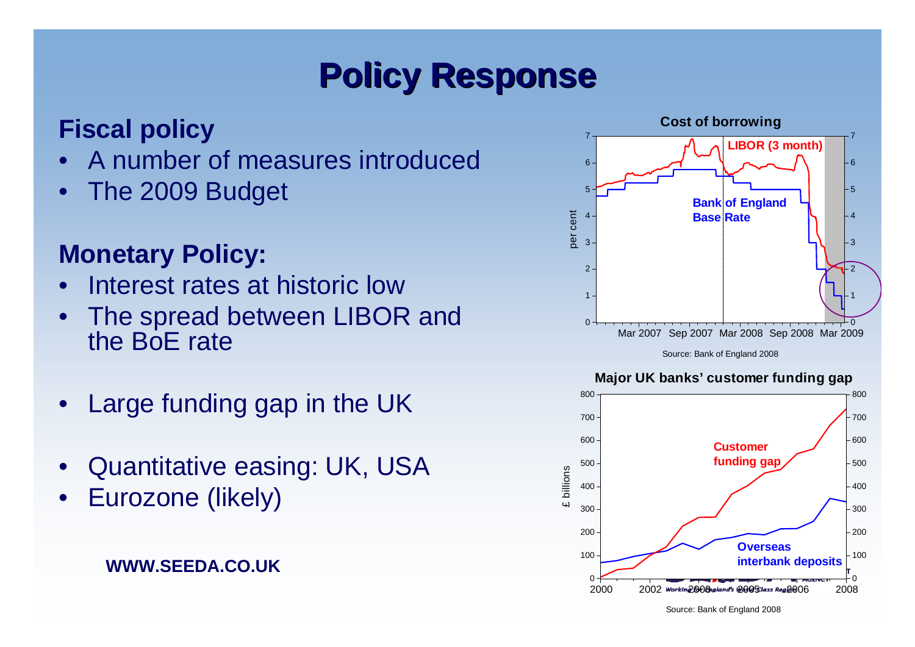# Policy Response

## Fiscal policy

- A number of measures introduced
- The 2009 Budget

## Monetary Policy:

- Interest rates at historic low
- The spread between LIBOR and the BoE rate
- Large funding gap in the UK
- Quantitative easing: UK, USA
- Eurozone (likely)

**WWW.SEEDA.CO.UK**

**Cost of borrowing**

LIBOR (3 month)

Bank of England Base Rate

per cent

Mar 2007 Sep 2007 Mar 2008 Sep 2008 Mar 2009

Source: Bank of England 2008

**Major UK banks' customer funding gap**

Customer funding gap

Overseas interbank deposits

£ billions

2000 2002 2004 2006 2008

Source: Bank of England 2008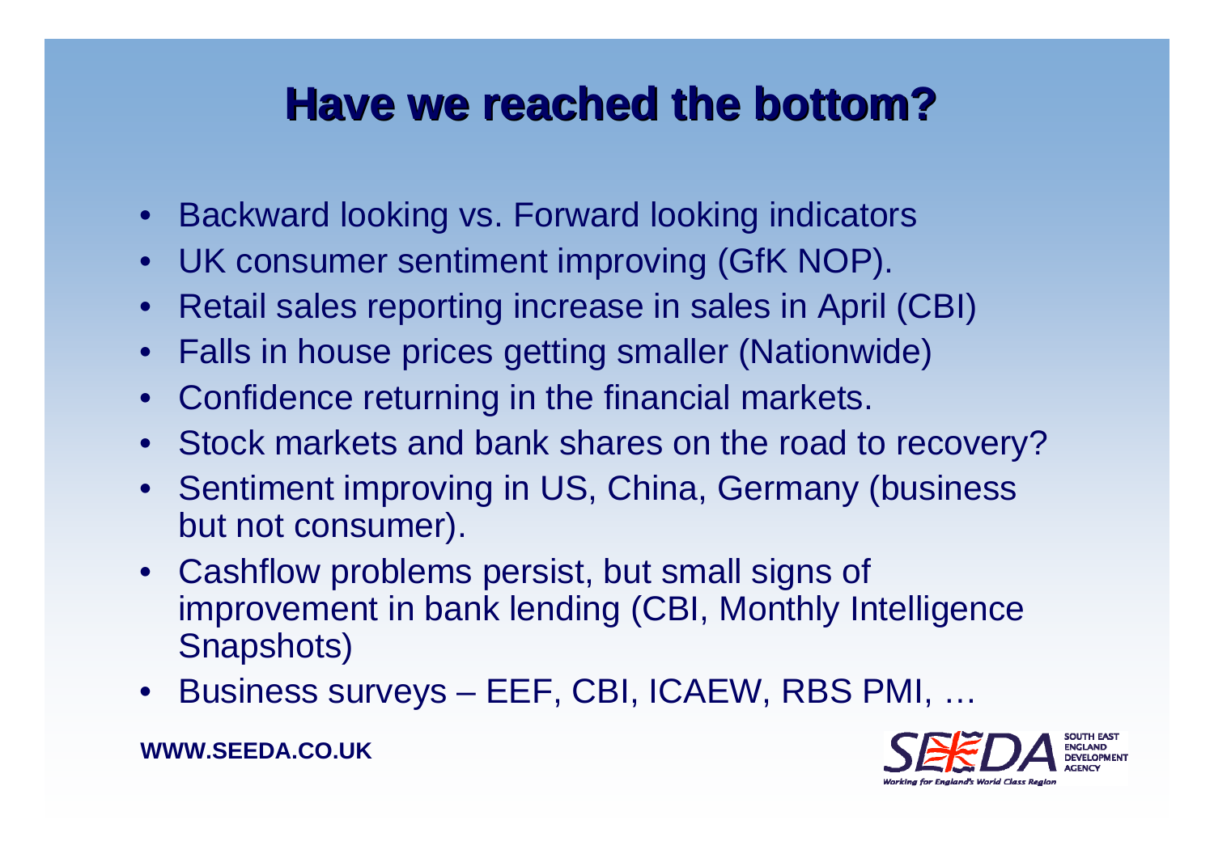# Have we reached the bottom?

- Backward looking vs. Forward looking indicators
- UK consumer sentiment improving (GfK NOP).
- Retail sales reporting increase in sales in April (CBI)
- Falls in house prices getting smaller (Nationwide)
- Confidence returning in the financial markets.
- Stock markets and bank shares on the road to recovery?
- Sentiment improving in US, China, Germany (business but not consumer).
- Cashflow problems persist, but small signs of improvement in bank lending (CBI, Monthly Intelligence Snapshots)
- Business surveys – EEF, CBI, ICAEW, RBS PMI, …

**WWW.SEEDA.CO.UK**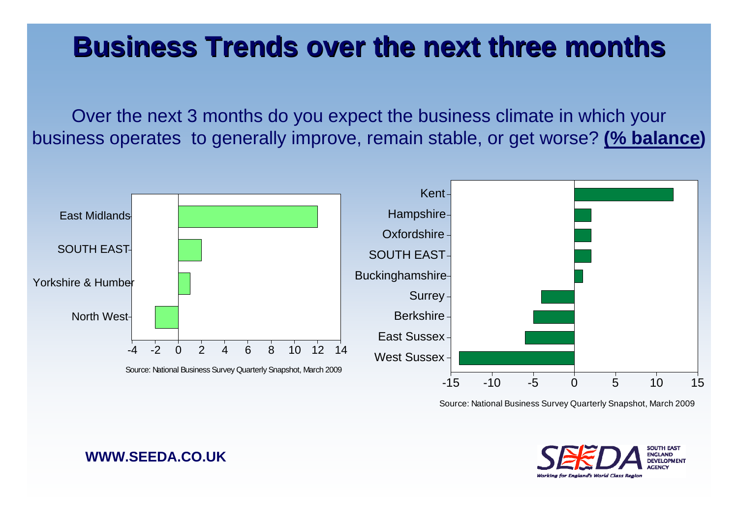# Business Trends over the next three months

Over the next 3 months do you expect the business climate in which your business operates to generally improve, remain stable, or get worse? **(% balance)**

| Region | % balance |
| --- | --- |
| East Midlands | 12 |
| SOUTH EAST | 2 |
| Yorkshire & Humber | 1 |
| North West | -2 |

Source: National Business Survey Quarterly Snapshot, March 2009

| County | % balance |
| --- | --- |
| Kent | 12 |
| Hampshire | 2 |
| Oxfordshire | 2 |
| SOUTH EAST | 2 |
| Buckinghamshire | 1 |
| Surrey | -4 |
| Berkshire | -5 |
| East Sussex | -6 |
| West Sussex | -14 |

Source: National Business Survey Quarterly Snapshot, March 2009

**WWW.SEEDA.CO.UK**

SEEDA South East England Development Agency — Working for England's World Class Region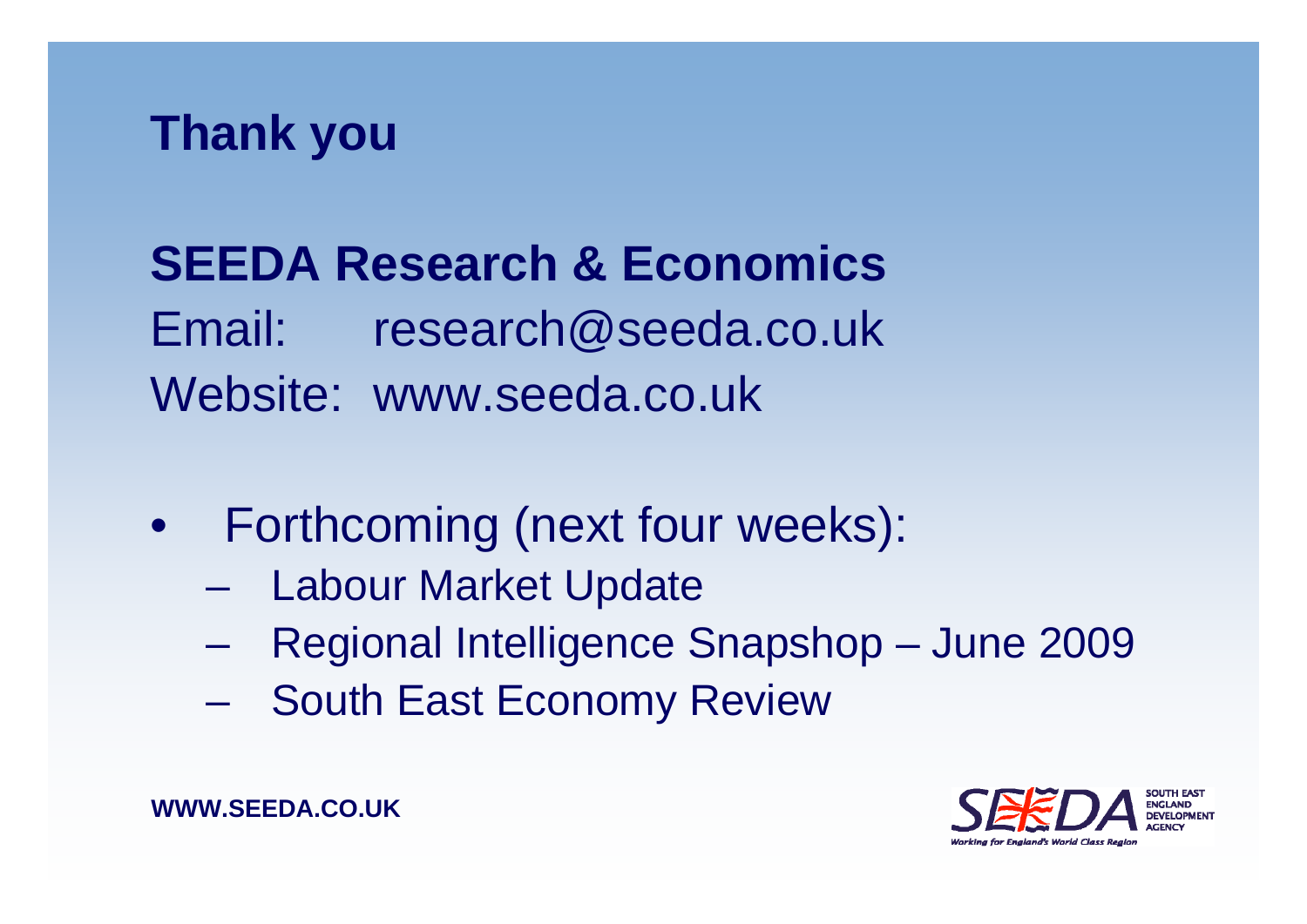# Thank you

## SEEDA Research & Economics

Email: research@seeda.co.uk

Website: www.seeda.co.uk

- Forthcoming (next four weeks):
  - Labour Market Update
  - Regional Intelligence Snapshop – June 2009
  - South East Economy Review

WWW.SEEDA.CO.UK

SEEDA SOUTH EAST ENGLAND DEVELOPMENT AGENCY

Working for England's World Class Region